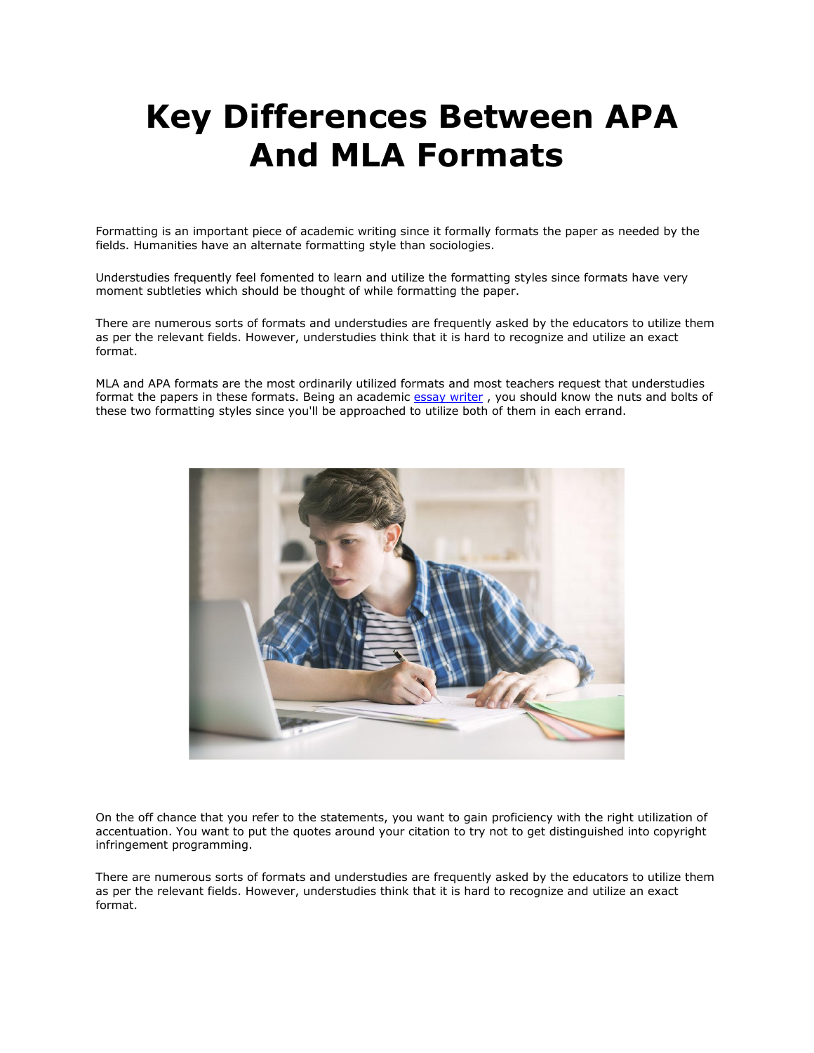# Key Differences Between APA And MLA Formats

Formatting is an important piece of academic writing since it formally formats the paper as needed by the fields. Humanities have an alternate formatting style than sociologies.

Understudies frequently feel fomented to learn and utilize the formatting styles since formats have very moment subtleties which should be thought of while formatting the paper.

There are numerous sorts of formats and understudies are frequently asked by the educators to utilize them as per the relevant fields. However, understudies think that it is hard to recognize and utilize an exact format.

MLA and APA formats are the most ordinarily utilized formats and most teachers request that understudies format the papers in these formats. Being an academic essay writer , you should know the nuts and bolts of these two formatting styles since you'll be approached to utilize both of them in each errand.

On the off chance that you refer to the statements, you want to gain proficiency with the right utilization of accentuation. You want to put the quotes around your citation to try not to get distinguished into copyright infringement programming.

There are numerous sorts of formats and understudies are frequently asked by the educators to utilize them as per the relevant fields. However, understudies think that it is hard to recognize and utilize an exact format.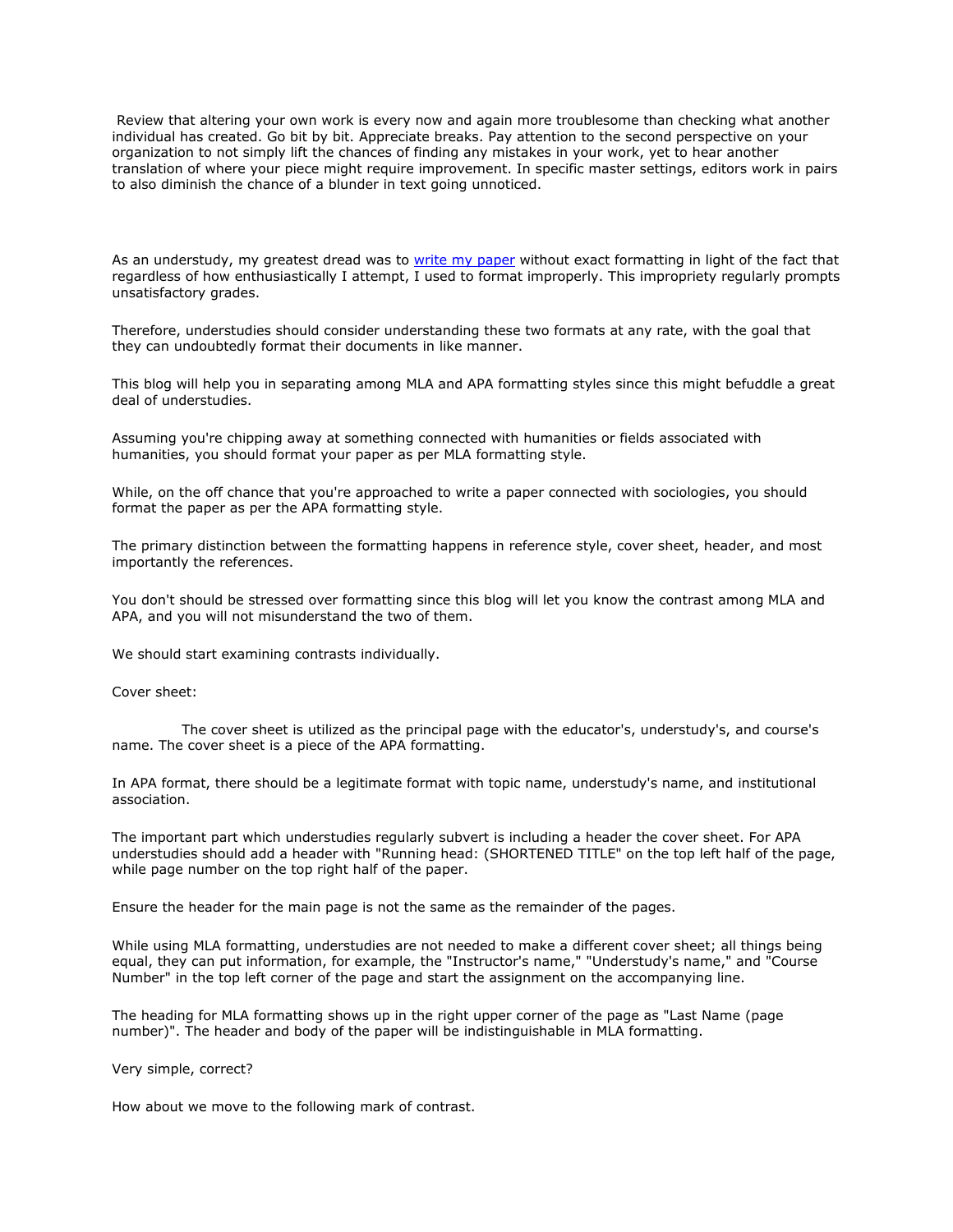Review that altering your own work is every now and again more troublesome than checking what another individual has created. Go bit by bit. Appreciate breaks. Pay attention to the second perspective on your organization to not simply lift the chances of finding any mistakes in your work, yet to hear another translation of where your piece might require improvement. In specific master settings, editors work in pairs to also diminish the chance of a blunder in text going unnoticed.

As an understudy, my greatest dread was to [write my paper](#) without exact formatting in light of the fact that regardless of how enthusiastically I attempt, I used to format improperly. This impropriety regularly prompts unsatisfactory grades.

Therefore, understudies should consider understanding these two formats at any rate, with the goal that they can undoubtedly format their documents in like manner.

This blog will help you in separating among MLA and APA formatting styles since this might befuddle a great deal of understudies.

Assuming you're chipping away at something connected with humanities or fields associated with humanities, you should format your paper as per MLA formatting style.

While, on the off chance that you're approached to write a paper connected with sociologies, you should format the paper as per the APA formatting style.

The primary distinction between the formatting happens in reference style, cover sheet, header, and most importantly the references.

You don't should be stressed over formatting since this blog will let you know the contrast among MLA and APA, and you will not misunderstand the two of them.

We should start examining contrasts individually.

Cover sheet:

The cover sheet is utilized as the principal page with the educator's, understudy's, and course's name. The cover sheet is a piece of the APA formatting.

In APA format, there should be a legitimate format with topic name, understudy's name, and institutional association.

The important part which understudies regularly subvert is including a header the cover sheet. For APA understudies should add a header with "Running head: (SHORTENED TITLE" on the top left half of the page, while page number on the top right half of the paper.

Ensure the header for the main page is not the same as the remainder of the pages.

While using MLA formatting, understudies are not needed to make a different cover sheet; all things being equal, they can put information, for example, the "Instructor's name," "Understudy's name," and "Course Number" in the top left corner of the page and start the assignment on the accompanying line.

The heading for MLA formatting shows up in the right upper corner of the page as "Last Name (page number)". The header and body of the paper will be indistinguishable in MLA formatting.

Very simple, correct?

How about we move to the following mark of contrast.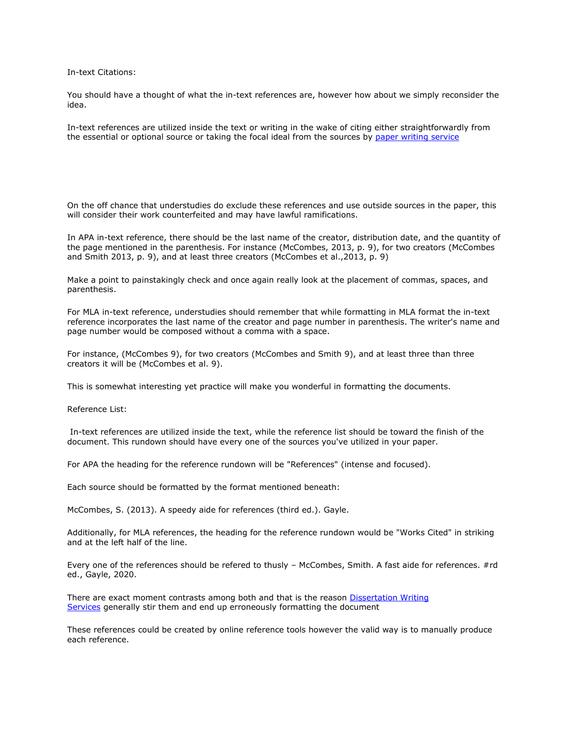In-text Citations:

You should have a thought of what the in-text references are, however how about we simply reconsider the idea.

In-text references are utilized inside the text or writing in the wake of citing either straightforwardly from the essential or optional source or taking the focal ideal from the sources by [paper writing service]

On the off chance that understudies do exclude these references and use outside sources in the paper, this will consider their work counterfeited and may have lawful ramifications.

In APA in-text reference, there should be the last name of the creator, distribution date, and the quantity of the page mentioned in the parenthesis. For instance (McCombes, 2013, p. 9), for two creators (McCombes and Smith 2013, p. 9), and at least three creators (McCombes et al.,2013, p. 9)

Make a point to painstakingly check and once again really look at the placement of commas, spaces, and parenthesis.

For MLA in-text reference, understudies should remember that while formatting in MLA format the in-text reference incorporates the last name of the creator and page number in parenthesis. The writer's name and page number would be composed without a comma with a space.

For instance, (McCombes 9), for two creators (McCombes and Smith 9), and at least three than three creators it will be (McCombes et al. 9).

This is somewhat interesting yet practice will make you wonderful in formatting the documents.

Reference List:

In-text references are utilized inside the text, while the reference list should be toward the finish of the document. This rundown should have every one of the sources you've utilized in your paper.

For APA the heading for the reference rundown will be "References" (intense and focused).

Each source should be formatted by the format mentioned beneath:

McCombes, S. (2013). A speedy aide for references (third ed.). Gayle.

Additionally, for MLA references, the heading for the reference rundown would be "Works Cited" in striking and at the left half of the line.

Every one of the references should be refered to thusly – McCombes, Smith. A fast aide for references. #rd ed., Gayle, 2020.

There are exact moment contrasts among both and that is the reason [Dissertation Writing Services] generally stir them and end up erroneously formatting the document

These references could be created by online reference tools however the valid way is to manually produce each reference.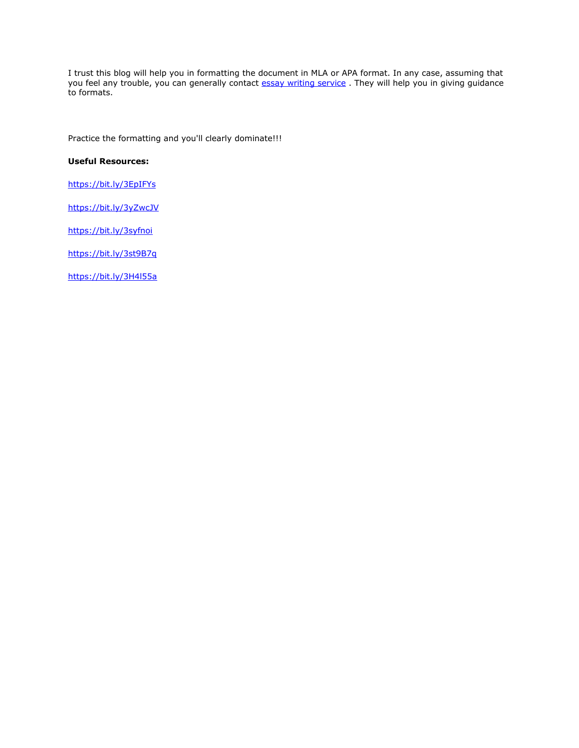I trust this blog will help you in formatting the document in MLA or APA format. In any case, assuming that you feel any trouble, you can generally contact [essay writing service](#) . They will help you in giving guidance to formats.

Practice the formatting and you'll clearly dominate!!!

**Useful Resources:**

https://bit.ly/3EpIFYs

https://bit.ly/3yZwcJV

https://bit.ly/3syfnoi

https://bit.ly/3st9B7q

https://bit.ly/3H4I55a